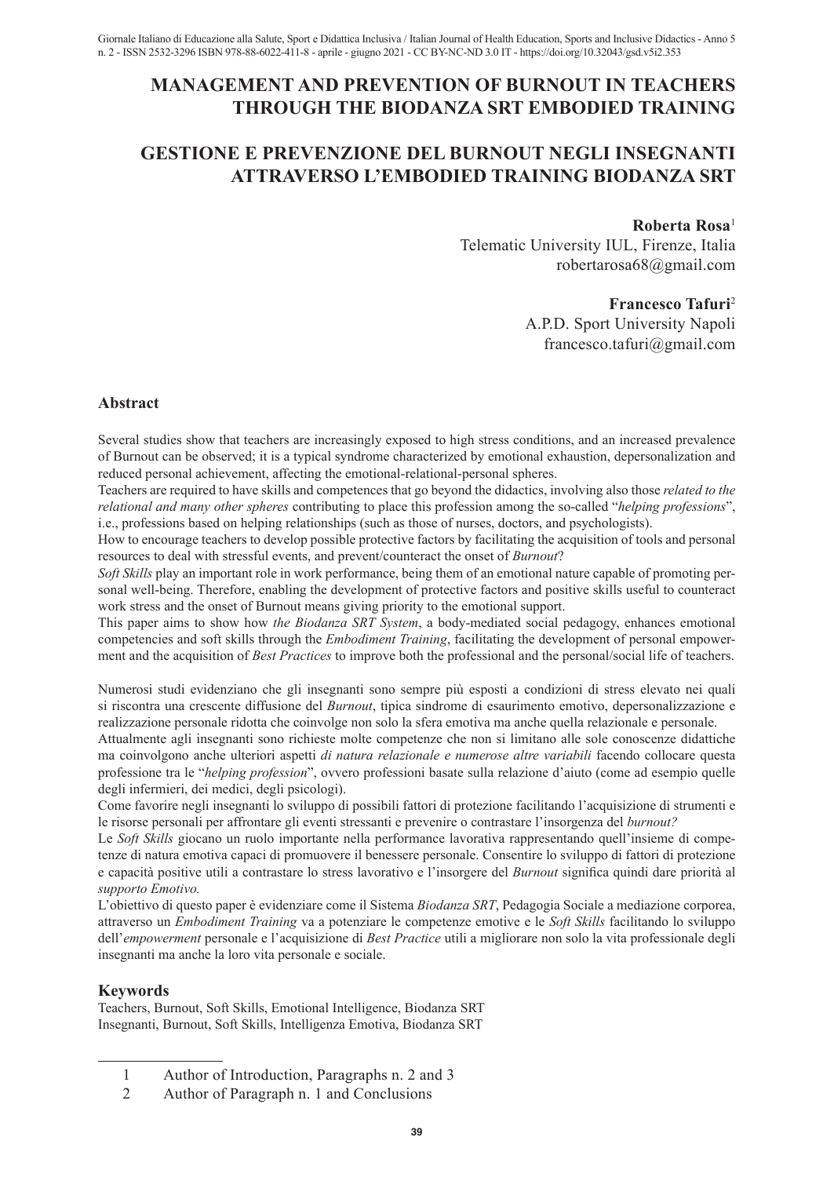# MANAGEMENT AND PREVENTION OF BURNOUT IN TEACHERS THROUGH THE BIODANZA SRT EMBODIED TRAINING

# GESTIONE E PREVENZIONE DEL BURNOUT NEGLI INSEGNANTI ATTRAVERSO L'EMBODIED TRAINING BIODANZA SRT

**Roberta Rosa**[1]
Telematic University IUL, Firenze, Italia
robertarosa68@gmail.com

**Francesco Tafuri**[2]
A.P.D. Sport University Napoli
francesco.tafuri@gmail.com

## Abstract

Several studies show that teachers are increasingly exposed to high stress conditions, and an increased prevalence of Burnout can be observed; it is a typical syndrome characterized by emotional exhaustion, depersonalization and reduced personal achievement, affecting the emotional-relational-personal spheres.

Teachers are required to have skills and competences that go beyond the didactics, involving also those *related to the relational and many other spheres* contributing to place this profession among the so-called "*helping professions*", i.e., professions based on helping relationships (such as those of nurses, doctors, and psychologists).

How to encourage teachers to develop possible protective factors by facilitating the acquisition of tools and personal resources to deal with stressful events, and prevent/counteract the onset of *Burnout*?

*Soft Skills* play an important role in work performance, being them of an emotional nature capable of promoting personal well-being. Therefore, enabling the development of protective factors and positive skills useful to counteract work stress and the onset of Burnout means giving priority to the emotional support.

This paper aims to show how *the Biodanza SRT System*, a body-mediated social pedagogy, enhances emotional competencies and soft skills through the *Embodiment Training*, facilitating the development of personal empowerment and the acquisition of *Best Practices* to improve both the professional and the personal/social life of teachers.

Numerosi studi evidenziano che gli insegnanti sono sempre più esposti a condizioni di stress elevato nei quali si riscontra una crescente diffusione del *Burnout*, tipica sindrome di esaurimento emotivo, depersonalizzazione e realizzazione personale ridotta che coinvolge non solo la sfera emotiva ma anche quella relazionale e personale.

Attualmente agli insegnanti sono richieste molte competenze che non si limitano alle sole conoscenze didattiche ma coinvolgono anche ulteriori aspetti *di natura relazionale e numerose altre variabili* facendo collocare questa professione tra le "*helping profession*", ovvero professioni basate sulla relazione d'aiuto (come ad esempio quelle degli infermieri, dei medici, degli psicologi).

Come favorire negli insegnanti lo sviluppo di possibili fattori di protezione facilitando l'acquisizione di strumenti e le risorse personali per affrontare gli eventi stressanti e prevenire o contrastare l'insorgenza del *burnout?*

Le *Soft Skills* giocano un ruolo importante nella performance lavorativa rappresentando quell'insieme di competenze di natura emotiva capaci di promuovere il benessere personale. Consentire lo sviluppo di fattori di protezione e capacità positive utili a contrastare lo stress lavorativo e l'insorgere del *Burnout* significa quindi dare priorità al *supporto Emotivo.*

L'obiettivo di questo paper è evidenziare come il Sistema *Biodanza SRT*, Pedagogia Sociale a mediazione corporea, attraverso un *Embodiment Training* va a potenziare le competenze emotive e le *Soft Skills* facilitando lo sviluppo dell'*empowerment* personale e l'acquisizione di *Best Practice* utili a migliorare non solo la vita professionale degli insegnanti ma anche la loro vita personale e sociale.

## Keywords

Teachers, Burnout, Soft Skills, Emotional Intelligence, Biodanza SRT
Insegnanti, Burnout, Soft Skills, Intelligenza Emotiva, Biodanza SRT

---

1 Author of Introduction, Paragraphs n. 2 and 3
2 Author of Paragraph n. 1 and Conclusions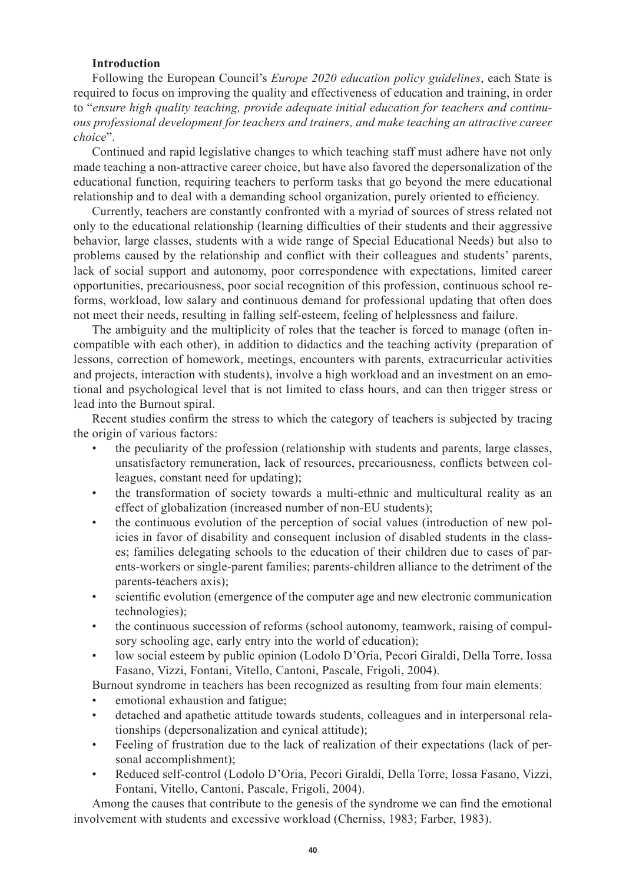## Introduction

Following the European Council's *Europe 2020 education policy guidelines*, each State is required to focus on improving the quality and effectiveness of education and training, in order to "*ensure high quality teaching, provide adequate initial education for teachers and continuous professional development for teachers and trainers, and make teaching an attractive career choice*".

Continued and rapid legislative changes to which teaching staff must adhere have not only made teaching a non-attractive career choice, but have also favored the depersonalization of the educational function, requiring teachers to perform tasks that go beyond the mere educational relationship and to deal with a demanding school organization, purely oriented to efficiency.

Currently, teachers are constantly confronted with a myriad of sources of stress related not only to the educational relationship (learning difficulties of their students and their aggressive behavior, large classes, students with a wide range of Special Educational Needs) but also to problems caused by the relationship and conflict with their colleagues and students' parents, lack of social support and autonomy, poor correspondence with expectations, limited career opportunities, precariousness, poor social recognition of this profession, continuous school reforms, workload, low salary and continuous demand for professional updating that often does not meet their needs, resulting in falling self-esteem, feeling of helplessness and failure.

The ambiguity and the multiplicity of roles that the teacher is forced to manage (often incompatible with each other), in addition to didactics and the teaching activity (preparation of lessons, correction of homework, meetings, encounters with parents, extracurricular activities and projects, interaction with students), involve a high workload and an investment on an emotional and psychological level that is not limited to class hours, and can then trigger stress or lead into the Burnout spiral.

Recent studies confirm the stress to which the category of teachers is subjected by tracing the origin of various factors:

- the peculiarity of the profession (relationship with students and parents, large classes, unsatisfactory remuneration, lack of resources, precariousness, conflicts between colleagues, constant need for updating);
- the transformation of society towards a multi-ethnic and multicultural reality as an effect of globalization (increased number of non-EU students);
- the continuous evolution of the perception of social values (introduction of new policies in favor of disability and consequent inclusion of disabled students in the classes; families delegating schools to the education of their children due to cases of parents-workers or single-parent families; parents-children alliance to the detriment of the parents-teachers axis);
- scientific evolution (emergence of the computer age and new electronic communication technologies);
- the continuous succession of reforms (school autonomy, teamwork, raising of compulsory schooling age, early entry into the world of education);
- low social esteem by public opinion (Lodolo D'Oria, Pecori Giraldi, Della Torre, Iossa Fasano, Vizzi, Fontani, Vitello, Cantoni, Pascale, Frigoli, 2004).

Burnout syndrome in teachers has been recognized as resulting from four main elements:

- emotional exhaustion and fatigue;
- detached and apathetic attitude towards students, colleagues and in interpersonal relationships (depersonalization and cynical attitude);
- Feeling of frustration due to the lack of realization of their expectations (lack of personal accomplishment);
- Reduced self-control (Lodolo D'Oria, Pecori Giraldi, Della Torre, Iossa Fasano, Vizzi, Fontani, Vitello, Cantoni, Pascale, Frigoli, 2004).

Among the causes that contribute to the genesis of the syndrome we can find the emotional involvement with students and excessive workload (Cherniss, 1983; Farber, 1983).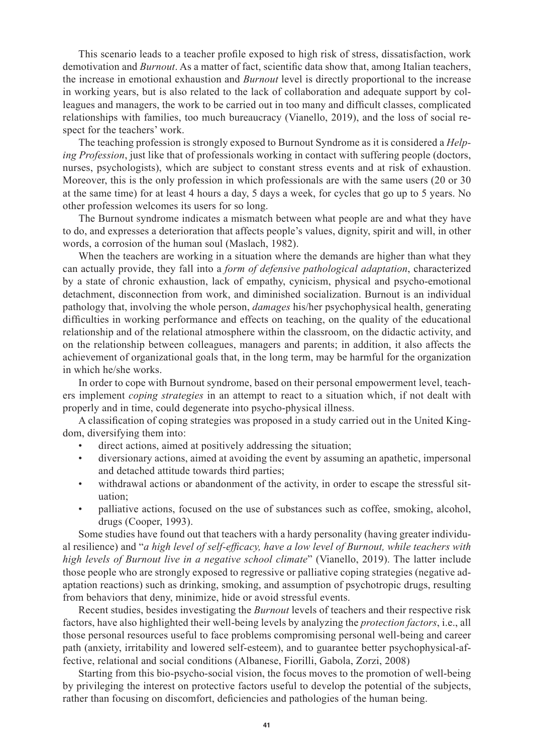This scenario leads to a teacher profile exposed to high risk of stress, dissatisfaction, work demotivation and *Burnout*. As a matter of fact, scientific data show that, among Italian teachers, the increase in emotional exhaustion and *Burnout* level is directly proportional to the increase in working years, but is also related to the lack of collaboration and adequate support by colleagues and managers, the work to be carried out in too many and difficult classes, complicated relationships with families, too much bureaucracy (Vianello, 2019), and the loss of social respect for the teachers' work.

The teaching profession is strongly exposed to Burnout Syndrome as it is considered a *Helping Profession*, just like that of professionals working in contact with suffering people (doctors, nurses, psychologists), which are subject to constant stress events and at risk of exhaustion. Moreover, this is the only profession in which professionals are with the same users (20 or 30 at the same time) for at least 4 hours a day, 5 days a week, for cycles that go up to 5 years. No other profession welcomes its users for so long.

The Burnout syndrome indicates a mismatch between what people are and what they have to do, and expresses a deterioration that affects people's values, dignity, spirit and will, in other words, a corrosion of the human soul (Maslach, 1982).

When the teachers are working in a situation where the demands are higher than what they can actually provide, they fall into a *form of defensive pathological adaptation*, characterized by a state of chronic exhaustion, lack of empathy, cynicism, physical and psycho-emotional detachment, disconnection from work, and diminished socialization. Burnout is an individual pathology that, involving the whole person, *damages* his/her psychophysical health, generating difficulties in working performance and effects on teaching, on the quality of the educational relationship and of the relational atmosphere within the classroom, on the didactic activity, and on the relationship between colleagues, managers and parents; in addition, it also affects the achievement of organizational goals that, in the long term, may be harmful for the organization in which he/she works.

In order to cope with Burnout syndrome, based on their personal empowerment level, teachers implement *coping strategies* in an attempt to react to a situation which, if not dealt with properly and in time, could degenerate into psycho-physical illness.

A classification of coping strategies was proposed in a study carried out in the United Kingdom, diversifying them into:

- direct actions, aimed at positively addressing the situation;
- diversionary actions, aimed at avoiding the event by assuming an apathetic, impersonal and detached attitude towards third parties;
- withdrawal actions or abandonment of the activity, in order to escape the stressful situation;
- palliative actions, focused on the use of substances such as coffee, smoking, alcohol, drugs (Cooper, 1993).

Some studies have found out that teachers with a hardy personality (having greater individual resilience) and "*a high level of self-efficacy, have a low level of Burnout, while teachers with high levels of Burnout live in a negative school climate*" (Vianello, 2019). The latter include those people who are strongly exposed to regressive or palliative coping strategies (negative adaptation reactions) such as drinking, smoking, and assumption of psychotropic drugs, resulting from behaviors that deny, minimize, hide or avoid stressful events.

Recent studies, besides investigating the *Burnout* levels of teachers and their respective risk factors, have also highlighted their well-being levels by analyzing the *protection factors*, i.e., all those personal resources useful to face problems compromising personal well-being and career path (anxiety, irritability and lowered self-esteem), and to guarantee better psychophysical-affective, relational and social conditions (Albanese, Fiorilli, Gabola, Zorzi, 2008)

Starting from this bio-psycho-social vision, the focus moves to the promotion of well-being by privileging the interest on protective factors useful to develop the potential of the subjects, rather than focusing on discomfort, deficiencies and pathologies of the human being.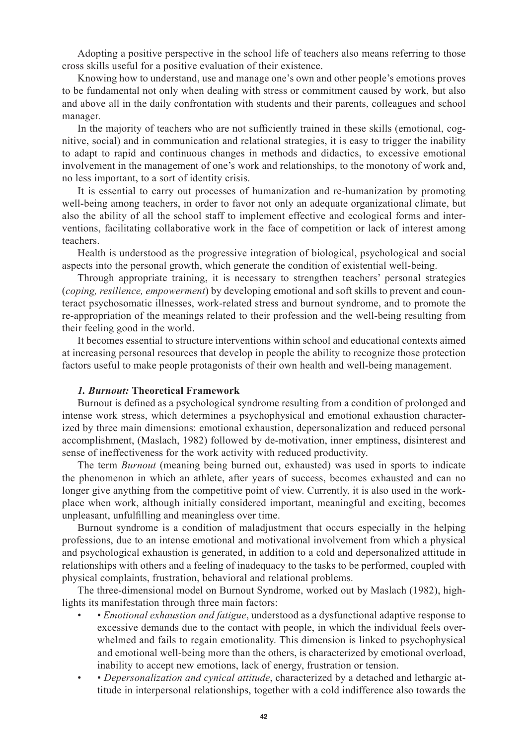Adopting a positive perspective in the school life of teachers also means referring to those cross skills useful for a positive evaluation of their existence.

Knowing how to understand, use and manage one's own and other people's emotions proves to be fundamental not only when dealing with stress or commitment caused by work, but also and above all in the daily confrontation with students and their parents, colleagues and school manager.

In the majority of teachers who are not sufficiently trained in these skills (emotional, cognitive, social) and in communication and relational strategies, it is easy to trigger the inability to adapt to rapid and continuous changes in methods and didactics, to excessive emotional involvement in the management of one's work and relationships, to the monotony of work and, no less important, to a sort of identity crisis.

It is essential to carry out processes of humanization and re-humanization by promoting well-being among teachers, in order to favor not only an adequate organizational climate, but also the ability of all the school staff to implement effective and ecological forms and interventions, facilitating collaborative work in the face of competition or lack of interest among teachers.

Health is understood as the progressive integration of biological, psychological and social aspects into the personal growth, which generate the condition of existential well-being.

Through appropriate training, it is necessary to strengthen teachers' personal strategies (*coping, resilience, empowerment*) by developing emotional and soft skills to prevent and counteract psychosomatic illnesses, work-related stress and burnout syndrome, and to promote the re-appropriation of the meanings related to their profession and the well-being resulting from their feeling good in the world.

It becomes essential to structure interventions within school and educational contexts aimed at increasing personal resources that develop in people the ability to recognize those protection factors useful to make people protagonists of their own health and well-being management.

## *1. Burnout:* Theoretical Framework

Burnout is defined as a psychological syndrome resulting from a condition of prolonged and intense work stress, which determines a psychophysical and emotional exhaustion characterized by three main dimensions: emotional exhaustion, depersonalization and reduced personal accomplishment, (Maslach, 1982) followed by de-motivation, inner emptiness, disinterest and sense of ineffectiveness for the work activity with reduced productivity.

The term *Burnout* (meaning being burned out, exhausted) was used in sports to indicate the phenomenon in which an athlete, after years of success, becomes exhausted and can no longer give anything from the competitive point of view. Currently, it is also used in the workplace when work, although initially considered important, meaningful and exciting, becomes unpleasant, unfulfilling and meaningless over time.

Burnout syndrome is a condition of maladjustment that occurs especially in the helping professions, due to an intense emotional and motivational involvement from which a physical and psychological exhaustion is generated, in addition to a cold and depersonalized attitude in relationships with others and a feeling of inadequacy to the tasks to be performed, coupled with physical complaints, frustration, behavioral and relational problems.

The three-dimensional model on Burnout Syndrome, worked out by Maslach (1982), highlights its manifestation through three main factors:

- • *Emotional exhaustion and fatigue*, understood as a dysfunctional adaptive response to excessive demands due to the contact with people, in which the individual feels overwhelmed and fails to regain emotionality. This dimension is linked to psychophysical and emotional well-being more than the others, is characterized by emotional overload, inability to accept new emotions, lack of energy, frustration or tension.
- • *Depersonalization and cynical attitude*, characterized by a detached and lethargic attitude in interpersonal relationships, together with a cold indifference also towards the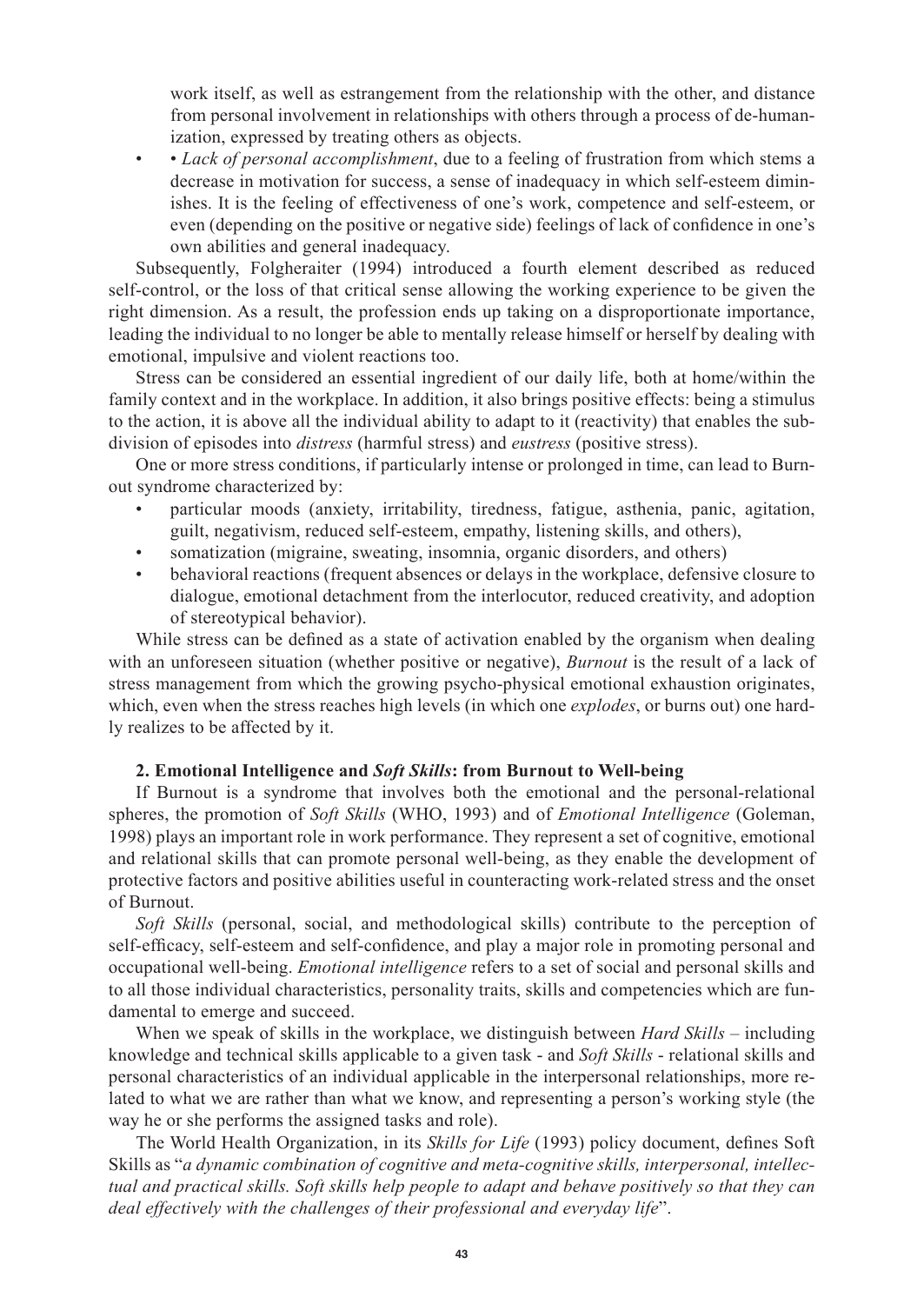work itself, as well as estrangement from the relationship with the other, and distance from personal involvement in relationships with others through a process of de-humanization, expressed by treating others as objects.

- • *Lack of personal accomplishment*, due to a feeling of frustration from which stems a decrease in motivation for success, a sense of inadequacy in which self-esteem diminishes. It is the feeling of effectiveness of one's work, competence and self-esteem, or even (depending on the positive or negative side) feelings of lack of confidence in one's own abilities and general inadequacy.

Subsequently, Folgheraiter (1994) introduced a fourth element described as reduced self-control, or the loss of that critical sense allowing the working experience to be given the right dimension. As a result, the profession ends up taking on a disproportionate importance, leading the individual to no longer be able to mentally release himself or herself by dealing with emotional, impulsive and violent reactions too.

Stress can be considered an essential ingredient of our daily life, both at home/within the family context and in the workplace. In addition, it also brings positive effects: being a stimulus to the action, it is above all the individual ability to adapt to it (reactivity) that enables the subdivision of episodes into *distress* (harmful stress) and *eustress* (positive stress).

One or more stress conditions, if particularly intense or prolonged in time, can lead to Burnout syndrome characterized by:

- particular moods (anxiety, irritability, tiredness, fatigue, asthenia, panic, agitation, guilt, negativism, reduced self-esteem, empathy, listening skills, and others),
- somatization (migraine, sweating, insomnia, organic disorders, and others)
- behavioral reactions (frequent absences or delays in the workplace, defensive closure to dialogue, emotional detachment from the interlocutor, reduced creativity, and adoption of stereotypical behavior).

While stress can be defined as a state of activation enabled by the organism when dealing with an unforeseen situation (whether positive or negative), *Burnout* is the result of a lack of stress management from which the growing psycho-physical emotional exhaustion originates, which, even when the stress reaches high levels (in which one *explodes*, or burns out) one hardly realizes to be affected by it.

## 2. Emotional Intelligence and *Soft Skills*: from Burnout to Well-being

If Burnout is a syndrome that involves both the emotional and the personal-relational spheres, the promotion of *Soft Skills* (WHO, 1993) and of *Emotional Intelligence* (Goleman, 1998) plays an important role in work performance. They represent a set of cognitive, emotional and relational skills that can promote personal well-being, as they enable the development of protective factors and positive abilities useful in counteracting work-related stress and the onset of Burnout.

*Soft Skills* (personal, social, and methodological skills) contribute to the perception of self-efficacy, self-esteem and self-confidence, and play a major role in promoting personal and occupational well-being. *Emotional intelligence* refers to a set of social and personal skills and to all those individual characteristics, personality traits, skills and competencies which are fundamental to emerge and succeed.

When we speak of skills in the workplace, we distinguish between *Hard Skills* – including knowledge and technical skills applicable to a given task - and *Soft Skills* - relational skills and personal characteristics of an individual applicable in the interpersonal relationships, more related to what we are rather than what we know, and representing a person's working style (the way he or she performs the assigned tasks and role).

The World Health Organization, in its *Skills for Life* (1993) policy document, defines Soft Skills as "*a dynamic combination of cognitive and meta-cognitive skills, interpersonal, intellectual and practical skills. Soft skills help people to adapt and behave positively so that they can deal effectively with the challenges of their professional and everyday life*".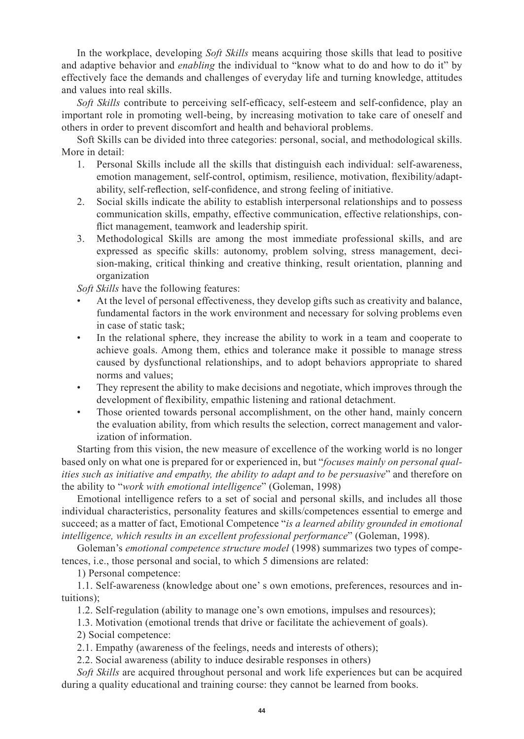In the workplace, developing *Soft Skills* means acquiring those skills that lead to positive and adaptive behavior and *enabling* the individual to "know what to do and how to do it" by effectively face the demands and challenges of everyday life and turning knowledge, attitudes and values into real skills.

*Soft Skills* contribute to perceiving self-efficacy, self-esteem and self-confidence, play an important role in promoting well-being, by increasing motivation to take care of oneself and others in order to prevent discomfort and health and behavioral problems.

Soft Skills can be divided into three categories: personal, social, and methodological skills. More in detail:

1. Personal Skills include all the skills that distinguish each individual: self-awareness, emotion management, self-control, optimism, resilience, motivation, flexibility/adaptability, self-reflection, self-confidence, and strong feeling of initiative.
2. Social skills indicate the ability to establish interpersonal relationships and to possess communication skills, empathy, effective communication, effective relationships, conflict management, teamwork and leadership spirit.
3. Methodological Skills are among the most immediate professional skills, and are expressed as specific skills: autonomy, problem solving, stress management, decision-making, critical thinking and creative thinking, result orientation, planning and organization

*Soft Skills* have the following features:

- At the level of personal effectiveness, they develop gifts such as creativity and balance, fundamental factors in the work environment and necessary for solving problems even in case of static task;
- In the relational sphere, they increase the ability to work in a team and cooperate to achieve goals. Among them, ethics and tolerance make it possible to manage stress caused by dysfunctional relationships, and to adopt behaviors appropriate to shared norms and values;
- They represent the ability to make decisions and negotiate, which improves through the development of flexibility, empathic listening and rational detachment.
- Those oriented towards personal accomplishment, on the other hand, mainly concern the evaluation ability, from which results the selection, correct management and valorization of information.

Starting from this vision, the new measure of excellence of the working world is no longer based only on what one is prepared for or experienced in, but "*focuses mainly on personal qualities such as initiative and empathy, the ability to adapt and to be persuasive*" and therefore on the ability to "*work with emotional intelligence*" (Goleman, 1998)

Emotional intelligence refers to a set of social and personal skills, and includes all those individual characteristics, personality features and skills/competences essential to emerge and succeed; as a matter of fact, Emotional Competence "*is a learned ability grounded in emotional intelligence, which results in an excellent professional performance*" (Goleman, 1998).

Goleman's *emotional competence structure model* (1998) summarizes two types of competences, i.e., those personal and social, to which 5 dimensions are related:

1) Personal competence:

1.1. Self-awareness (knowledge about one' s own emotions, preferences, resources and intuitions);

1.2. Self-regulation (ability to manage one's own emotions, impulses and resources);

1.3. Motivation (emotional trends that drive or facilitate the achievement of goals).

2) Social competence:

2.1. Empathy (awareness of the feelings, needs and interests of others);

2.2. Social awareness (ability to induce desirable responses in others)

*Soft Skills* are acquired throughout personal and work life experiences but can be acquired during a quality educational and training course: they cannot be learned from books.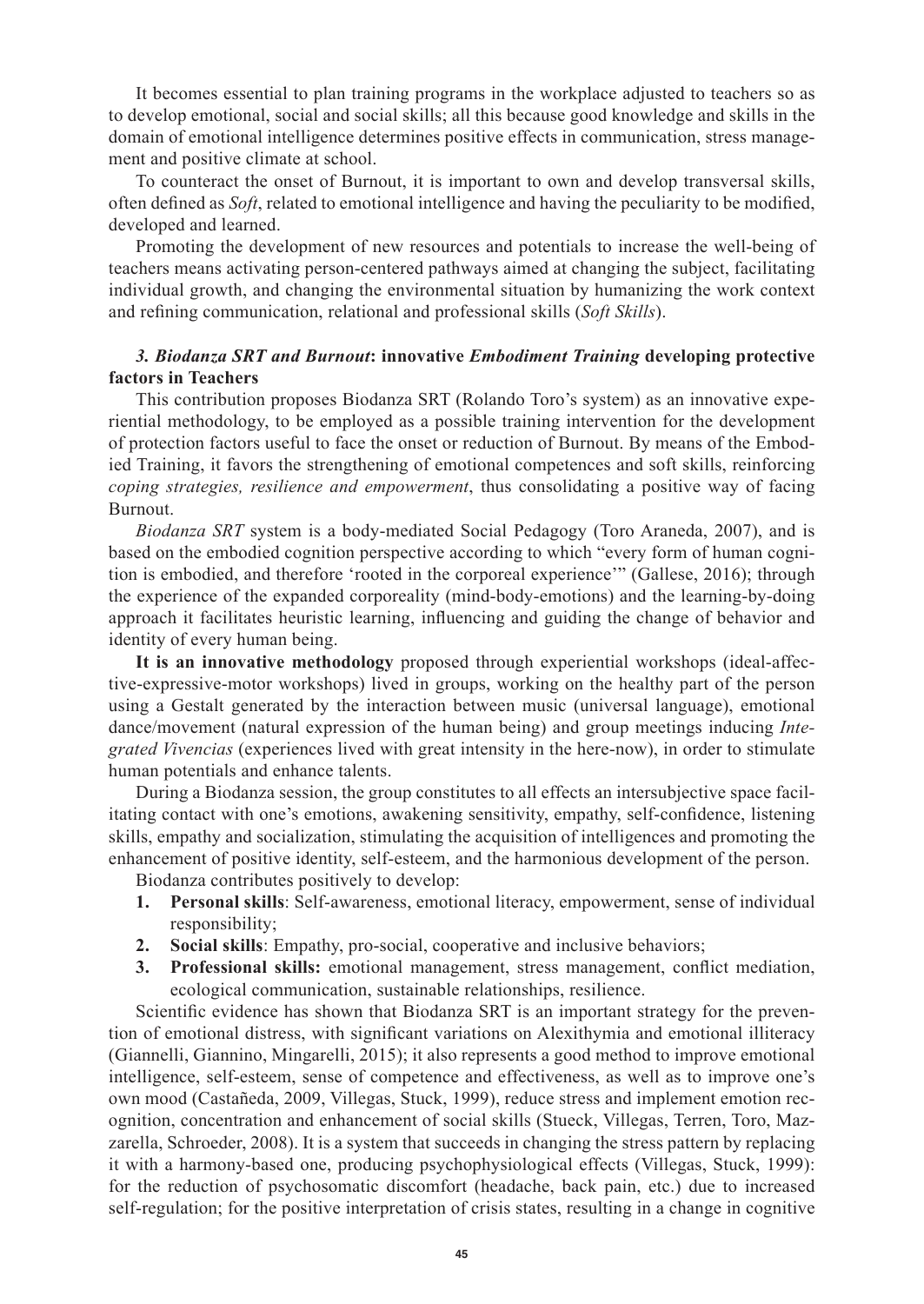It becomes essential to plan training programs in the workplace adjusted to teachers so as to develop emotional, social and social skills; all this because good knowledge and skills in the domain of emotional intelligence determines positive effects in communication, stress management and positive climate at school.

To counteract the onset of Burnout, it is important to own and develop transversal skills, often defined as *Soft*, related to emotional intelligence and having the peculiarity to be modified, developed and learned.

Promoting the development of new resources and potentials to increase the well-being of teachers means activating person-centered pathways aimed at changing the subject, facilitating individual growth, and changing the environmental situation by humanizing the work context and refining communication, relational and professional skills (*Soft Skills*).

### *3. Biodanza SRT and Burnout*: innovative *Embodiment Training* developing protective factors in Teachers

This contribution proposes Biodanza SRT (Rolando Toro's system) as an innovative experiential methodology, to be employed as a possible training intervention for the development of protection factors useful to face the onset or reduction of Burnout. By means of the Embodied Training, it favors the strengthening of emotional competences and soft skills, reinforcing *coping strategies, resilience and empowerment*, thus consolidating a positive way of facing Burnout.

*Biodanza SRT* system is a body-mediated Social Pedagogy (Toro Araneda, 2007), and is based on the embodied cognition perspective according to which "every form of human cognition is embodied, and therefore 'rooted in the corporeal experience'" (Gallese, 2016); through the experience of the expanded corporeality (mind-body-emotions) and the learning-by-doing approach it facilitates heuristic learning, influencing and guiding the change of behavior and identity of every human being.

**It is an innovative methodology** proposed through experiential workshops (ideal-affective-expressive-motor workshops) lived in groups, working on the healthy part of the person using a Gestalt generated by the interaction between music (universal language), emotional dance/movement (natural expression of the human being) and group meetings inducing *Integrated Vivencias* (experiences lived with great intensity in the here-now), in order to stimulate human potentials and enhance talents.

During a Biodanza session, the group constitutes to all effects an intersubjective space facilitating contact with one's emotions, awakening sensitivity, empathy, self-confidence, listening skills, empathy and socialization, stimulating the acquisition of intelligences and promoting the enhancement of positive identity, self-esteem, and the harmonious development of the person.

Biodanza contributes positively to develop:

1. **Personal skills**: Self-awareness, emotional literacy, empowerment, sense of individual responsibility;
2. **Social skills**: Empathy, pro-social, cooperative and inclusive behaviors;
3. **Professional skills:** emotional management, stress management, conflict mediation, ecological communication, sustainable relationships, resilience.

Scientific evidence has shown that Biodanza SRT is an important strategy for the prevention of emotional distress, with significant variations on Alexithymia and emotional illiteracy (Giannelli, Giannino, Mingarelli, 2015); it also represents a good method to improve emotional intelligence, self-esteem, sense of competence and effectiveness, as well as to improve one's own mood (Castañeda, 2009, Villegas, Stuck, 1999), reduce stress and implement emotion recognition, concentration and enhancement of social skills (Stueck, Villegas, Terren, Toro, Mazzarella, Schroeder, 2008). It is a system that succeeds in changing the stress pattern by replacing it with a harmony-based one, producing psychophysiological effects (Villegas, Stuck, 1999): for the reduction of psychosomatic discomfort (headache, back pain, etc.) due to increased self-regulation; for the positive interpretation of crisis states, resulting in a change in cognitive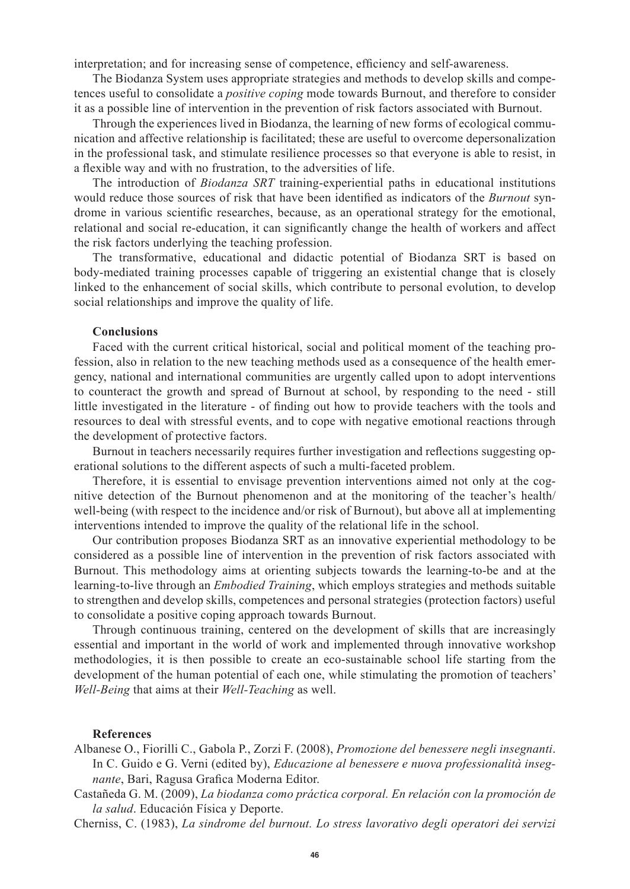interpretation; and for increasing sense of competence, efficiency and self-awareness.

The Biodanza System uses appropriate strategies and methods to develop skills and competences useful to consolidate a *positive coping* mode towards Burnout, and therefore to consider it as a possible line of intervention in the prevention of risk factors associated with Burnout.

Through the experiences lived in Biodanza, the learning of new forms of ecological communication and affective relationship is facilitated; these are useful to overcome depersonalization in the professional task, and stimulate resilience processes so that everyone is able to resist, in a flexible way and with no frustration, to the adversities of life.

The introduction of *Biodanza SRT* training-experiential paths in educational institutions would reduce those sources of risk that have been identified as indicators of the *Burnout* syndrome in various scientific researches, because, as an operational strategy for the emotional, relational and social re-education, it can significantly change the health of workers and affect the risk factors underlying the teaching profession.

The transformative, educational and didactic potential of Biodanza SRT is based on body-mediated training processes capable of triggering an existential change that is closely linked to the enhancement of social skills, which contribute to personal evolution, to develop social relationships and improve the quality of life.

### Conclusions

Faced with the current critical historical, social and political moment of the teaching profession, also in relation to the new teaching methods used as a consequence of the health emergency, national and international communities are urgently called upon to adopt interventions to counteract the growth and spread of Burnout at school, by responding to the need - still little investigated in the literature - of finding out how to provide teachers with the tools and resources to deal with stressful events, and to cope with negative emotional reactions through the development of protective factors.

Burnout in teachers necessarily requires further investigation and reflections suggesting operational solutions to the different aspects of such a multi-faceted problem.

Therefore, it is essential to envisage prevention interventions aimed not only at the cognitive detection of the Burnout phenomenon and at the monitoring of the teacher's health/well-being (with respect to the incidence and/or risk of Burnout), but above all at implementing interventions intended to improve the quality of the relational life in the school.

Our contribution proposes Biodanza SRT as an innovative experiential methodology to be considered as a possible line of intervention in the prevention of risk factors associated with Burnout. This methodology aims at orienting subjects towards the learning-to-be and at the learning-to-live through an *Embodied Training*, which employs strategies and methods suitable to strengthen and develop skills, competences and personal strategies (protection factors) useful to consolidate a positive coping approach towards Burnout.

Through continuous training, centered on the development of skills that are increasingly essential and important in the world of work and implemented through innovative workshop methodologies, it is then possible to create an eco-sustainable school life starting from the development of the human potential of each one, while stimulating the promotion of teachers' *Well-Being* that aims at their *Well-Teaching* as well.

### References

Albanese O., Fiorilli C., Gabola P., Zorzi F. (2008), *Promozione del benessere negli insegnanti*. In C. Guido e G. Verni (edited by), *Educazione al benessere e nuova professionalità insegnante*, Bari, Ragusa Grafica Moderna Editor.

Castañeda G. M. (2009), *La biodanza como práctica corporal. En relación con la promoción de la salud*. Educación Física y Deporte.

Cherniss, C. (1983), *La sindrome del burnout. Lo stress lavorativo degli operatori dei servizi*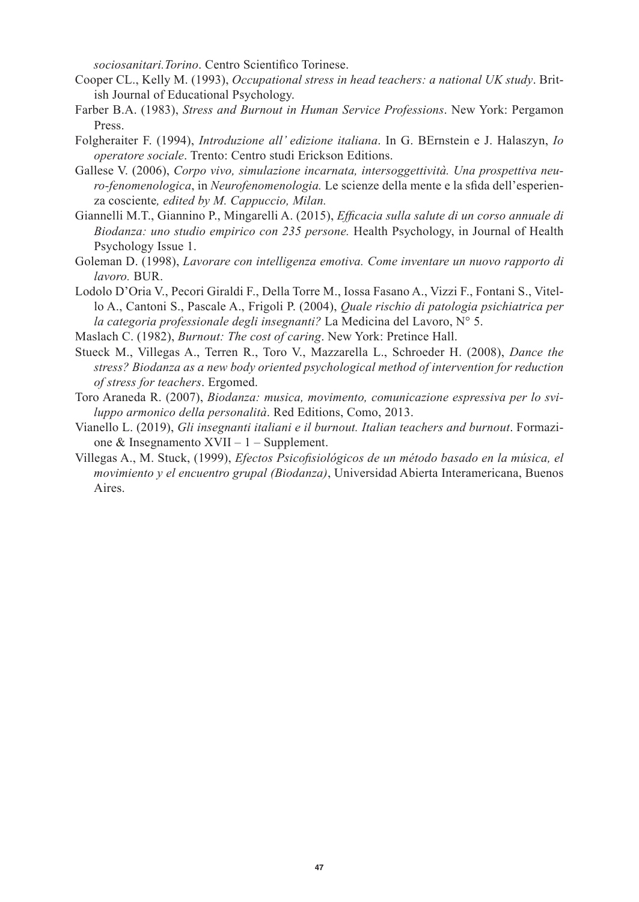*sociosanitari.Torino*. Centro Scientifico Torinese.

Cooper CL., Kelly M. (1993), *Occupational stress in head teachers: a national UK study*. British Journal of Educational Psychology.

Farber B.A. (1983), *Stress and Burnout in Human Service Professions*. New York: Pergamon Press.

Folgheraiter F. (1994), *Introduzione all' edizione italiana*. In G. BErnstein e J. Halaszyn, *Io operatore sociale*. Trento: Centro studi Erickson Editions.

Gallese V. (2006), *Corpo vivo, simulazione incarnata, intersoggettività. Una prospettiva neuro-fenomenologica*, in *Neurofenomenologia.* Le scienze della mente e la sfida dell'esperienza cosciente*, edited by M. Cappuccio, Milan.*

Giannelli M.T., Giannino P., Mingarelli A. (2015), *Efficacia sulla salute di un corso annuale di Biodanza: uno studio empirico con 235 persone.* Health Psychology, in Journal of Health Psychology Issue 1.

Goleman D. (1998), *Lavorare con intelligenza emotiva. Come inventare un nuovo rapporto di lavoro.* BUR.

Lodolo D'Oria V., Pecori Giraldi F., Della Torre M., Iossa Fasano A., Vizzi F., Fontani S., Vitello A., Cantoni S., Pascale A., Frigoli P. (2004), *Quale rischio di patologia psichiatrica per la categoria professionale degli insegnanti?* La Medicina del Lavoro, N° 5.

Maslach C. (1982), *Burnout: The cost of caring*. New York: Pretince Hall.

Stueck M., Villegas A., Terren R., Toro V., Mazzarella L., Schroeder H. (2008), *Dance the stress? Biodanza as a new body oriented psychological method of intervention for reduction of stress for teachers*. Ergomed.

Toro Araneda R. (2007), *Biodanza: musica, movimento, comunicazione espressiva per lo sviluppo armonico della personalità*. Red Editions, Como, 2013.

Vianello L. (2019), *Gli insegnanti italiani e il burnout. Italian teachers and burnout*. Formazione & Insegnamento XVII – 1 – Supplement.

Villegas A., M. Stuck, (1999), *Efectos Psicofisiológicos de un método basado en la música, el movimiento y el encuentro grupal (Biodanza)*, Universidad Abierta Interamericana, Buenos Aires.